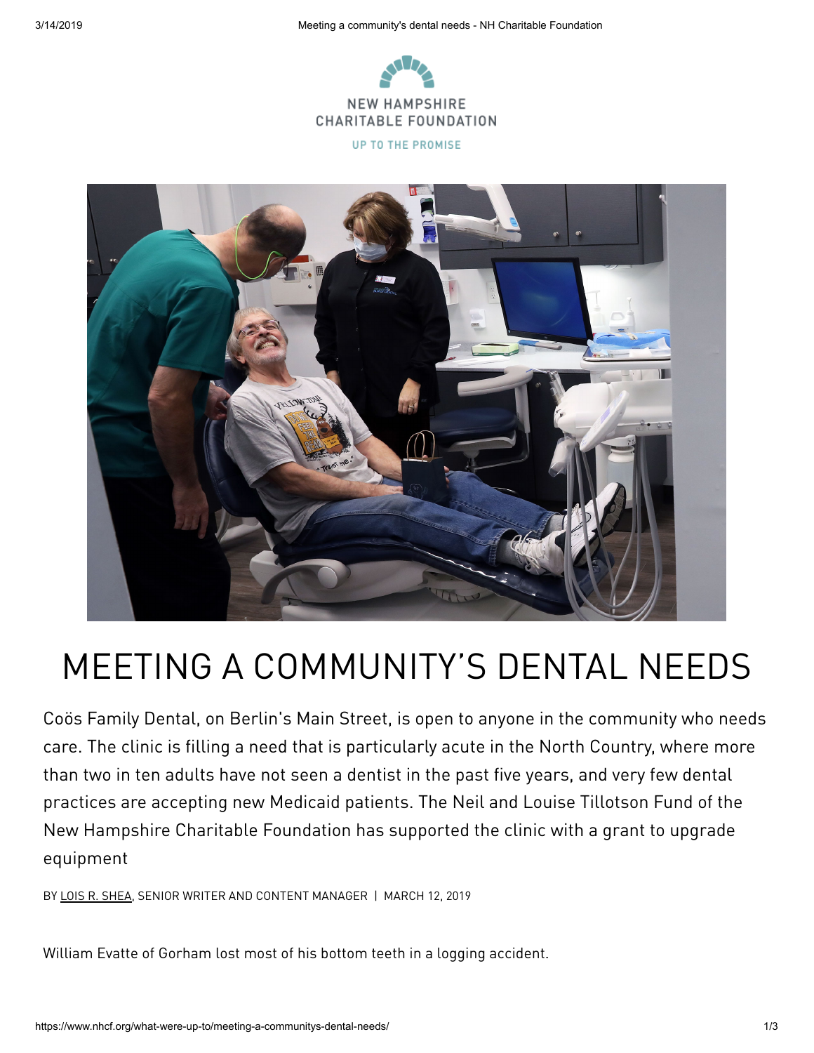NEW HAMPSHIRE
CHARITABLE FOUNDATION

UP TO THE PROMISE

# MEETING A COMMUNITY'S DENTAL NEEDS

Coös Family Dental, on Berlin's Main Street, is open to anyone in the community who needs care. The clinic is filling a need that is particularly acute in the North Country, where more than two in ten adults have not seen a dentist in the past five years, and very few dental practices are accepting new Medicaid patients. The Neil and Louise Tillotson Fund of the New Hampshire Charitable Foundation has supported the clinic with a grant to upgrade equipment

BY LOIS R. SHEA, SENIOR WRITER AND CONTENT MANAGER | MARCH 12, 2019

William Evatte of Gorham lost most of his bottom teeth in a logging accident.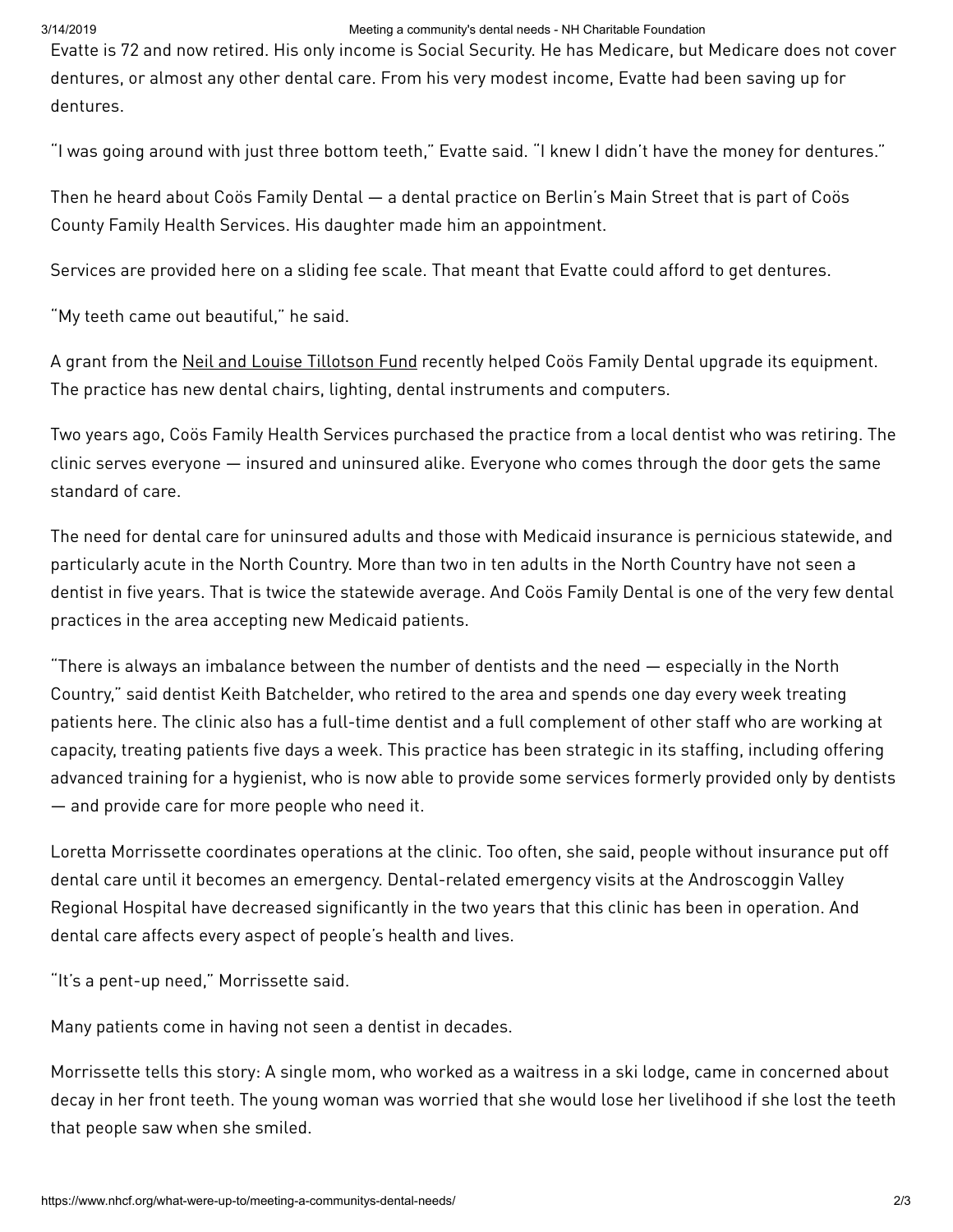Evatte is 72 and now retired. His only income is Social Security. He has Medicare, but Medicare does not cover dentures, or almost any other dental care. From his very modest income, Evatte had been saving up for dentures.

"I was going around with just three bottom teeth," Evatte said. "I knew I didn't have the money for dentures."

Then he heard about Coös Family Dental — a dental practice on Berlin's Main Street that is part of Coös County Family Health Services. His daughter made him an appointment.

Services are provided here on a sliding fee scale. That meant that Evatte could afford to get dentures.

"My teeth came out beautiful," he said.

A grant from the Neil and Louise Tillotson Fund recently helped Coös Family Dental upgrade its equipment. The practice has new dental chairs, lighting, dental instruments and computers.

Two years ago, Coös Family Health Services purchased the practice from a local dentist who was retiring. The clinic serves everyone — insured and uninsured alike. Everyone who comes through the door gets the same standard of care.

The need for dental care for uninsured adults and those with Medicaid insurance is pernicious statewide, and particularly acute in the North Country. More than two in ten adults in the North Country have not seen a dentist in five years. That is twice the statewide average. And Coös Family Dental is one of the very few dental practices in the area accepting new Medicaid patients.

"There is always an imbalance between the number of dentists and the need — especially in the North Country," said dentist Keith Batchelder, who retired to the area and spends one day every week treating patients here. The clinic also has a full-time dentist and a full complement of other staff who are working at capacity, treating patients five days a week. This practice has been strategic in its staffing, including offering advanced training for a hygienist, who is now able to provide some services formerly provided only by dentists — and provide care for more people who need it.

Loretta Morrissette coordinates operations at the clinic. Too often, she said, people without insurance put off dental care until it becomes an emergency. Dental-related emergency visits at the Androscoggin Valley Regional Hospital have decreased significantly in the two years that this clinic has been in operation. And dental care affects every aspect of people's health and lives.

"It's a pent-up need," Morrissette said.

Many patients come in having not seen a dentist in decades.

Morrissette tells this story: A single mom, who worked as a waitress in a ski lodge, came in concerned about decay in her front teeth. The young woman was worried that she would lose her livelihood if she lost the teeth that people saw when she smiled.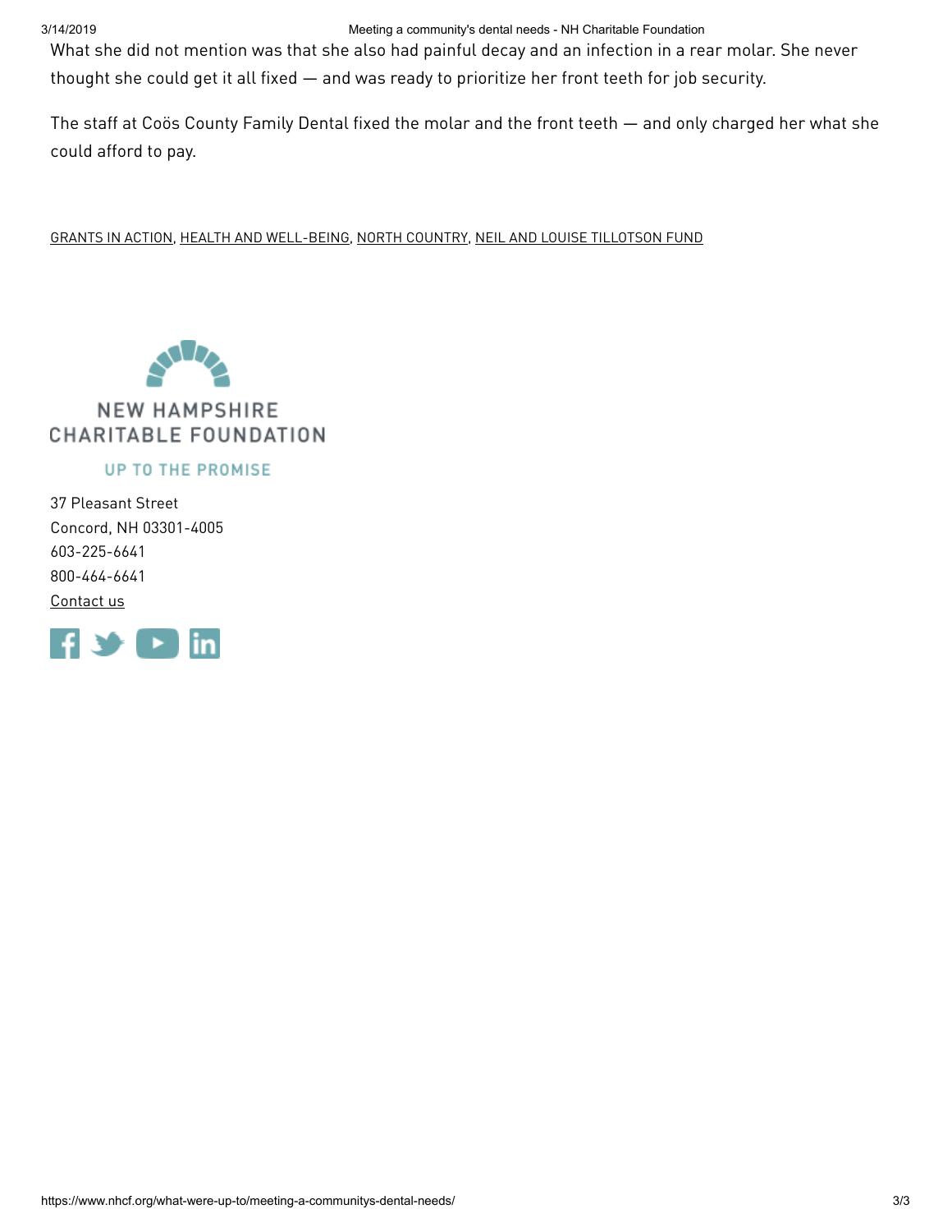What she did not mention was that she also had painful decay and an infection in a rear molar. She never thought she could get it all fixed — and was ready to prioritize her front teeth for job security.

The staff at Coös County Family Dental fixed the molar and the front teeth — and only charged her what she could afford to pay.

GRANTS IN ACTION, HEALTH AND WELL-BEING, NORTH COUNTRY, NEIL AND LOUISE TILLOTSON FUND

NEW HAMPSHIRE
CHARITABLE FOUNDATION

UP TO THE PROMISE

37 Pleasant Street
Concord, NH 03301-4005
603-225-6641
800-464-6641
Contact us